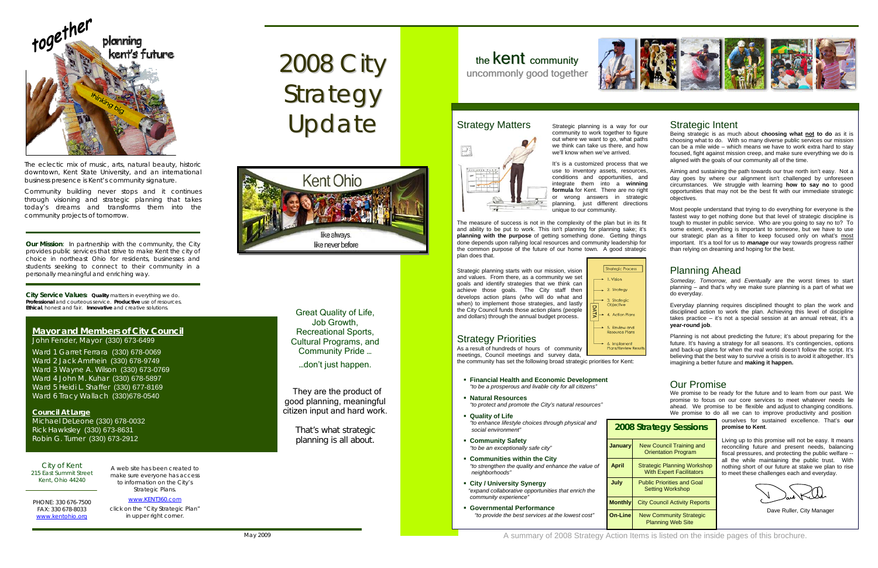together planning kent's future thinking big

The eclectic mix of music, arts, natural beauty, historic downtown, Kent State University, and an international business presence is Kent's community signature.

Community building never stops and it continues through visioning and strategic planning that takes today's dreams and transforms them into the community projects of tomorrow.

**Our Mission**: In partnership with the community, the City provides public services that strive to make Kent the city of choice in northeast Ohio for residents, businesses and students seeking to connect to their community in a personally meaningful and enriching way.

**City Service Values**: **Quality** matters in everything we do. **Professional** and courteous service. **Productive** use of resources. **Ethical**, honest and fair. **Innovative** and creative solutions.

## Mayor and Members of City Council

John Fender, Mayor (330) 673-6499

Ward 1 Garret Ferrara (330) 678-0069
Ward 2 Jack Amrhein (330) 678-9749
Ward 3 Wayne A. Wilson (330) 673-0769
Ward 4 John M. Kuhar (330) 678-5897
Ward 5 Heidi L. Shaffer (330) 677-8169
Ward 6 Tracy Wallach (330)678-0540

### Council At Large

Michael DeLeone (330) 678-0032
Rick Hawksley (330) 673-8631
Robin G. Turner (330) 673-2912

City of Kent
215 East Summit Street
Kent, Ohio 44240

PHONE: 330 676-7500
FAX: 330 678-8033
www.kentohio.org

A web site has been created to make sure everyone has access to information on the City's Strategic Plans.

www.KENT360.com

click on the "City Strategic Plan" in upper right corner.

May 2009

# 2008 City Strategy Update

Kent Ohio

like always.
like never before

Great Quality of Life, Job Growth, Recreational Sports, Cultural Programs, and Community Pride ...

...don't just happen.

They are the product of good planning, meaningful citizen input and hard work.

That's what strategic planning is all about.

the kent community
uncommonly good together

## Strategy Matters

Strategic planning is a way for our community to work together to figure out where we want to go, what paths we think can take us there, and how we'll know when we've arrived.

It's is a customized process that we use to inventory assets, resources, conditions and opportunities, and integrate them into a **winning formula** for Kent. There are no right or wrong answers in strategic planning, just different directions unique to our community.

The measure of success is not in the complexity of the plan but in its fit and ability to be put to work. This isn't planning for planning sake; it's **planning with the purpose** of getting something done. Getting things done depends upon rallying local resources and community leadership for the common purpose of the future of our home town. A good strategic plan does that.

Strategic planning starts with our mission, vision and values. From there, as a community we set goals and identify strategies that we think can achieve those goals. The City staff then develops action plans (who will do what and when) to implement those strategies, and lastly the City Council funds those action plans (people and dollars) through the annual budget process.

Strategic Process
1. Vision
2. Strategy
3. Strategic Objective
4. Action Plans
5. Review and Resource Plans
6. Implement Plans/Review Results

DATA

## Strategy Priorities

As a result of hundreds of hours of community meetings, Council meetings and survey data, the community has set the following broad strategic priorities for Kent:

- **Financial Health and Economic Development**
  *"to be a prosperous and livable city for all citizens"*
- **Natural Resources**
  *"to protect and promote the City's natural resources"*
- **Quality of Life**
  *"to enhance lifestyle choices through physical and social environment"*
- **Community Safety**
  *"to be an exceptionally safe city"*
- **Communities within the City**
  *"to strengthen the quality and enhance the value of neighborhoods"*
- **City / University Synergy**
  *"expand collaborative opportunities that enrich the community experience"*
- **Governmental Performance**
  *"to provide the best services at the lowest cost"*

## 2008 Strategy Sessions

| | |
|---|---|
| January | New Council Training and Orientation Program |
| April | Strategic Planning Workshop With Expert Facilitators |
| July | Public Priorities and Goal Setting Workshop |
| Monthly | City Council Activity Reports |
| On-Line | New Community Strategic Planning Web Site |

## Strategic Intent

Being strategic is as much about **choosing what not to do** as it is choosing what to do. With so many diverse public services our mission can be a mile wide – which means we have to work extra hard to stay focused, fight against mission creep, and make sure everything we do is aligned with the goals of our community all of the time.

Aiming and sustaining the path towards our true north isn't easy. Not a day goes by where our alignment isn't challenged by unforeseen circumstances. We struggle with learning **how to say no** to good opportunities that may not be the best fit with our immediate strategic objectives.

Most people understand that trying to do everything for everyone is the fastest way to get nothing done but that level of strategic discipline is tough to muster in public service. Who are you going to say no to? To some extent, everything is important to someone, but we have to use our strategic plan as a filter to keep focused only on what's most important. It's a tool for us to ***manage*** our way towards progress rather than relying on dreaming and hoping for the best.

## Planning Ahead

*Someday*, *Tomorrow*, and *Eventually* are the worst times to start planning – and that's why we make sure planning is a part of what we do everyday.

Everyday planning requires disciplined thought to plan the work and disciplined action to work the plan. Achieving this level of discipline takes practice – it's not a special session at an annual retreat, it's a **year-round job**.

Planning is not about predicting the future; it's about preparing for the future. It's having a strategy for all seasons. It's contingencies, options and back-up plans for when the real world doesn't follow the script. It's believing that the best way to survive a crisis is to avoid it altogether. It's imagining a better future and **making it happen.**

## Our Promise

We promise to be ready for the future and to learn from our past. We promise to focus on our core services to meet whatever needs lie ahead. We promise to be flexible and adjust to changing conditions. We promise to do all we can to improve productivity and position ourselves for sustained excellence. That's **our promise to Kent**.

Living up to this promise will not be easy. It means reconciling future and present needs, balancing fiscal pressures, and protecting the public welfare -- all the while maintaining the public trust. With nothing short of our future at stake we plan to rise to meet these challenges each and everyday.

Dave Ruller, City Manager

A summary of 2008 Strategy Action Items is listed on the inside pages of this brochure.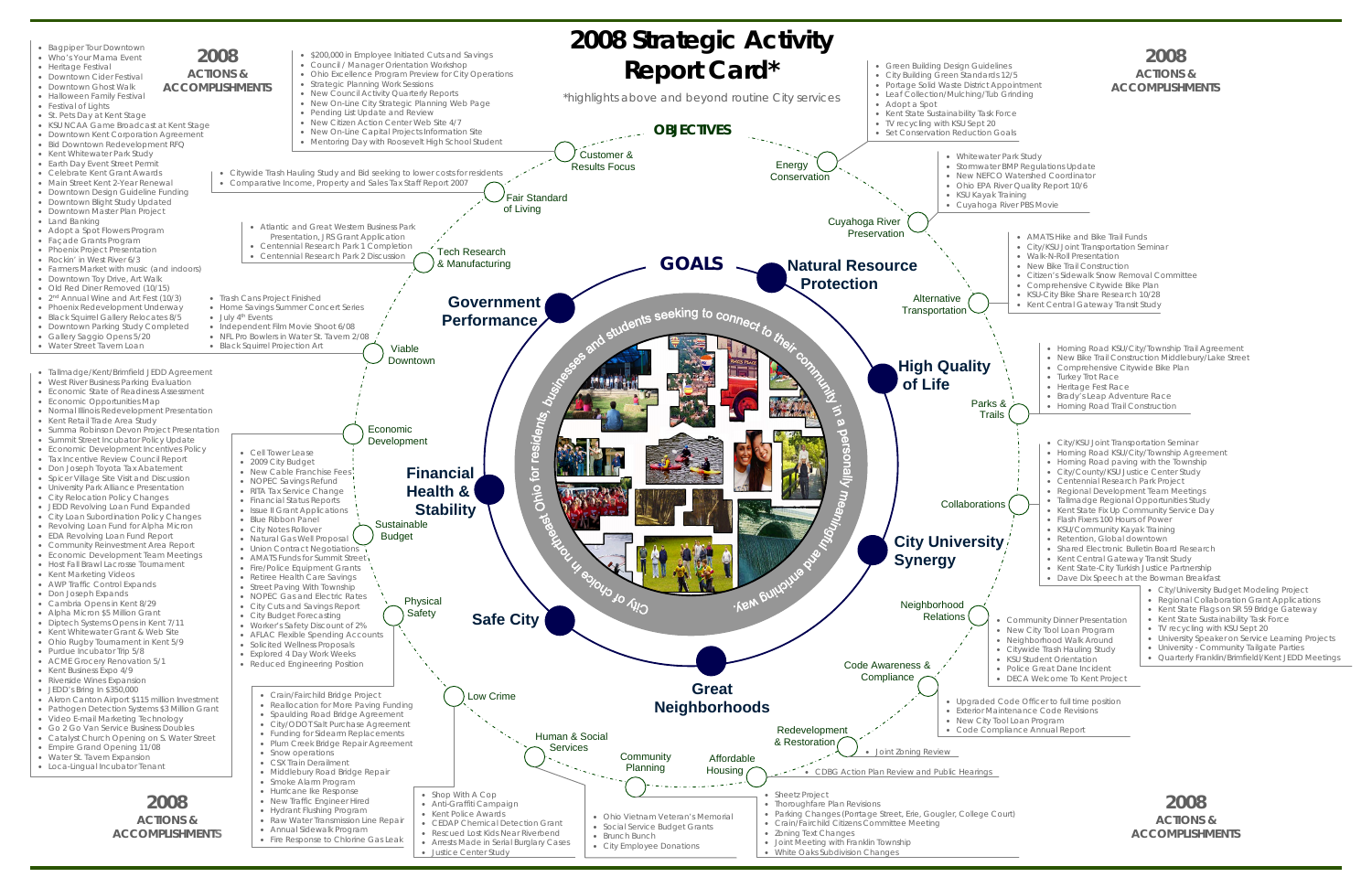# 2008 Strategic Activity Report Card*

*highlights above and beyond routine City services

## OBJECTIVES

## GOALS

City of Choice in northeast Ohio for residents, businesses and students seeking to connect to their community in a personally meaningful and enriching way.

## Government Performance

### Customer & Results Focus

- $200,000 in Employee Initiated Cuts and Savings
- Council / Manager Orientation Workshop
- Ohio Excellence Program Preview for City Operations
- Strategic Planning Work Sessions
- New Council Activity Quarterly Reports
- New On-Line City Strategic Planning Web Page
- Pending List Update and Review
- New Citizen Action Center Web Site 4/7
- New On-Line Capital Projects Information Site
- Mentoring Day with Roosevelt High School Student

### Fair Standard of Living

- Citywide Trash Hauling Study and Bid seeking to lower costs for residents
- Comparative Income, Property and Sales Tax Staff Report 2007

### Tech Research & Manufacturing

- Atlantic and Great Western Business Park Presentation, JRS Grant Application
- Centennial Research Park 1 Completion
- Centennial Research Park 2 Discussion

### Viable Downtown

- Bagpiper Tour Downtown
- Who's Your Mama Event
- Heritage Festival
- Downtown Cider Festival
- Downtown Ghost Walk
- Halloween Family Festival
- Festival of Lights
- St. Pets Day at Kent Stage
- KSU NCAA Game Broadcast at Kent Stage
- Downtown Kent Corporation Agreement
- Bid Downtown Redevelopment RFQ
- Kent Whitewater Park Study
- Earth Day Event Street Permit
- Celebrate Kent Grant Awards
- Main Street Kent 2-Year Renewal
- Downtown Design Guideline Funding
- Downtown Blight Study Updated
- Downtown Master Plan Project
- Land Banking
- Adopt a Spot Flowers Program
- Façade Grants Program
- Phoenix Project Presentation
- Rockin' in West River 6/3
- Farmers Market with music (and indoors)
- Downtown Toy Drive, Art Walk
- Old Red Diner Removed (10/15)
- 2nd Annual Wine and Art Fest (10/3)
- Phoenix Redevelopment Underway
- Black Squirrel Gallery Relocates 8/5
- Downtown Parking Study Completed
- Gallery Saggio Opens 5/20
- Water Street Tavern Loan
- Trash Cans Project Finished
- Home Savings Summer Concert Series
- July 4th Events
- Independent Film Movie Shoot 6/08
- NFL Pro Bowlers in Water St. Tavern 2/08
- Black Squirrel Projection Art

## Financial Health & Stability

### Economic Development

- Tallmadge/Kent/Brimfield JEDD Agreement
- West River Business Parking Evaluation
- Economic State of Readiness Assessment
- Economic Opportunities Map
- Normal Illinois Redevelopment Presentation
- Kent Retail Trade Area Study
- Summa Robinson Devon Project Presentation
- Summit Street Incubator Policy Update
- Economic Development Incentives Policy
- Tax Incentive Review Council Report
- Don Joseph Toyota Tax Abatement
- Spicer Village Site Visit and Discussion
- University Park Alliance Presentation
- City Relocation Policy Changes
- JEDD Revolving Loan Fund Expanded
- City Loan Subordination Policy Changes
- Revolving Loan Fund for Alpha Micron
- EDA Revolving Loan Fund Report
- Community Reinvestment Area Report
- Economic Development Team Meetings
- Host Fall Brawl Lacrosse Tournament
- Kent Marketing Videos
- AWP Traffic Control Expands
- Don Joseph Expands
- Cambria Opens in Kent 8/29
- Alpha Micron $5 Million Grant
- Diptech Systems Opens in Kent 7/11
- Kent Whitewater Grant & Web Site
- Ohio Rugby Tournament in Kent 5/9
- Purdue Incubator Trip 5/8
- ACME Grocery Renovation 5/1
- Kent Business Expo 4/9
- Riverside Wines Expansion
- JEDD's Bring In $350,000
- Akron Canton Airport $115 million Investment
- Pathogen Detection Systems $3 Million Grant
- Video E-mail Marketing Technology
- Go 2 Go Van Service Business Doubles
- Catalyst Church Opening on S. Water Street
- Empire Grand Opening 11/08
- Water St. Tavern Expansion
- Loca-Lingual Incubator Tenant

### Sustainable Budget

- Cell Tower Lease
- 2009 City Budget
- New Cable Franchise Fees
- NOPEC Savings Refund
- RITA Tax Service Change
- Financial Status Reports
- Issue II Grant Applications
- Blue Ribbon Panel
- City Notes Rollover
- Natural Gas Well Proposal
- Union Contract Negotiations
- AMATS Funds for Summit Street
- Fire/Police Equipment Grants
- Retiree Health Care Savings
- Street Paving With Township
- NOPEC Gas and Electric Rates
- City Cuts and Savings Report
- City Budget Forecasting
- Worker's Safety Discount of 2%
- AFLAC Flexible Spending Accounts
- Solicited Wellness Proposals
- Explored 4 Day Work Weeks
- Reduced Engineering Position

## Safe City

### Physical Safety

- Crain/Fairchild Bridge Project
- Reallocation for More Paving Funding
- Spaulding Road Bridge Agreement
- City/ODOT Salt Purchase Agreement
- Funding for Sidewalk Replacements
- Plum Creek Bridge Repair Agreement
- Snow operations
- CSX Train Derailment
- Middlebury Road Bridge Repair
- Smoke Alarm Program
- Hurricane Ike Response
- New Traffic Engineer Hired
- Hydrant Flushing Program
- Raw Water Transmission Line Repair
- Annual Sidewalk Program
- Fire Response to Chlorine Gas Leak

### Low Crime

- Shop With A Cop
- Anti-Graffiti Campaign
- Kent Police Awards
- CEDAP Chemical Detection Grant
- Rescued Lost Kids Near Riverbend
- Arrests Made in Serial Burglary Cases
- Justice Center Study

## Great Neighborhoods

### Human & Social Services

- Ohio Vietnam Veteran's Memorial
- Social Service Budget Grants
- Brunch Bunch
- City Employee Donations

### Community Planning

- Sheetz Project
- Thoroughfare Plan Revisions
- Parking Changes (Portage Street, Erie, Gougler, College Court)
- Crain/Fairchild Citizens Committee Meeting
- Zoning Text Changes
- Joint Meeting with Franklin Township
- White Oaks Subdivision Changes

### Affordable Housing

- CDBG Action Plan Review and Public Hearings

### Redevelopment & Restoration

- Joint Zoning Review

### Code Awareness & Compliance

- Upgraded Code Officer to full time position
- Exterior Maintenance Code Revisions
- New City Tool Loan Program
- Code Compliance Annual Report

### Neighborhood Relations

- Community Dinner Presentation
- New City Tool Loan Program
- Neighborhood Walk Around
- Citywide Trash Hauling Study
- KSU Student Orientation
- Police Great Dane Incident
- DECA Welcome To Kent Project

## City University Synergy

### Collaborations

- City/KSU Joint Transportation Seminar
- Horning Road KSU/City/Township Agreement
- Horning Road paving with the Township
- City/County/KSU Justice Center Study
- Centennial Research Park Project
- Regional Development Team Meetings
- Tallmadge Regional Opportunities Study
- Kent State Fix Up Community Service Day
- Flash Fixers 100 Hours of Power
- KSU/Community Kayak Training
- Retention, Global downtown
- Shared Electronic Bulletin Board Research
- Kent Central Gateway Transit Study
- Kent State-City Turkish Justice Partnership
- Dave Dix Speech at the Bowman Breakfast
- City/University Budget Modeling Project
- Regional Collaboration Grant Applications
- Kent State Flags on SR 59 Bridge Gateway
- Kent State Sustainability Task Force
- TV recycling with KSU Sept 20
- University Speaker on Service Learning Projects
- University - Community Tailgate Parties
- Quarterly Franklin/Brimfield/Kent JEDD Meetings

## High Quality of Life

### Parks & Trails

- Horning Road KSU/City/Township Trail Agreement
- New Bike Trail Construction Middlebury/Lake Street
- Comprehensive Citywide Bike Plan
- Turkey Trot Race
- Heritage Fest Race
- Brady's Leap Adventure Race
- Horning Road Trail Construction

## Natural Resource Protection

### Energy Conservation

- Green Building Design Guidelines
- City Building Green Standards 12/5
- Portage Solid Waste District Appointment
- Leaf Collection/Mulching/Tub Grinding
- Adopt a Spot
- Kent State Sustainability Task Force
- TV recycling with KSU Sept 20
- Set Conservation Reduction Goals

### Cuyahoga River Preservation

- Whitewater Park Study
- Stormwater BMP Regulations Update
- New NEFCO Watershed Coordinator
- Ohio EPA River Quality Report 10/6
- KSU Kayak Training
- Cuyahoga River PBS Movie

### Alternative Transportation

- AMATS Hike and Bike Trail Funds
- City/KSU Joint Transportation Seminar
- Walk-N-Roll Presentation
- New Bike Trail Construction
- Citizen's Sidewalk Snow Removal Committee
- Comprehensive Citywide Bike Plan
- KSU-City Bike Share Research 10/28
- Kent Central Gateway Transit Study

**2008 ACTIONS & ACCOMPLISHMENTS**